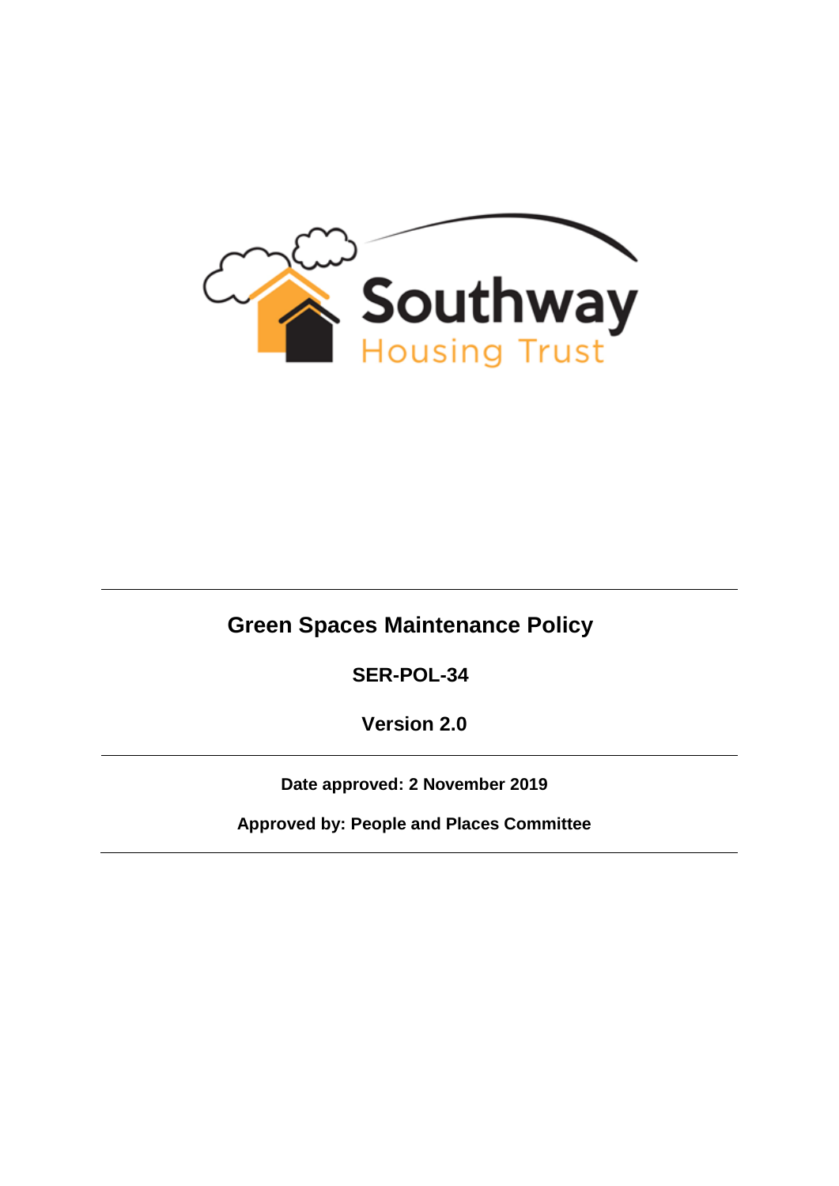Southway Housing Trust

# Green Spaces Maintenance Policy

**SER-POL-34**

**Version 2.0**

**Date approved: 2 November 2019**

**Approved by: People and Places Committee**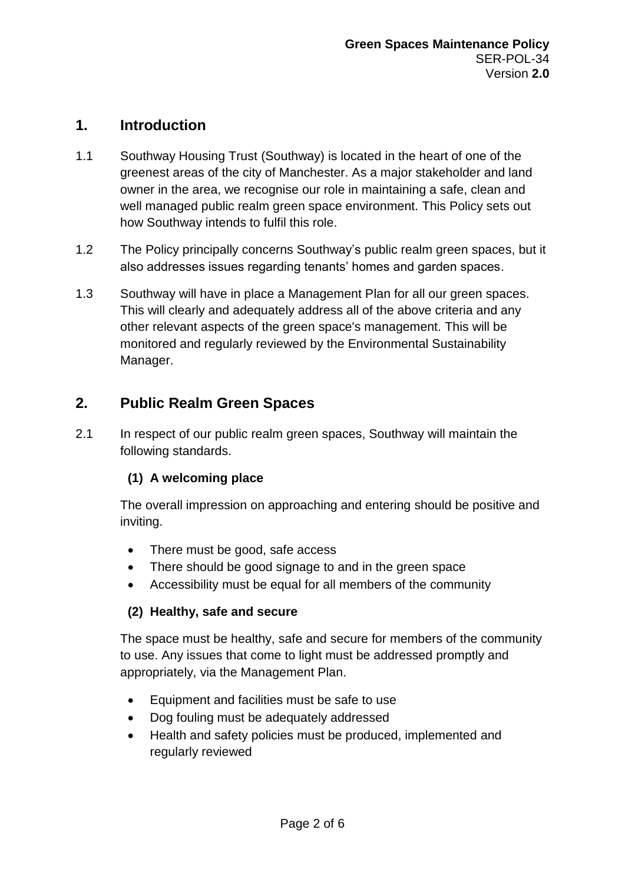## 1. Introduction

1.1 Southway Housing Trust (Southway) is located in the heart of one of the greenest areas of the city of Manchester. As a major stakeholder and land owner in the area, we recognise our role in maintaining a safe, clean and well managed public realm green space environment. This Policy sets out how Southway intends to fulfil this role.

1.2 The Policy principally concerns Southway's public realm green spaces, but it also addresses issues regarding tenants' homes and garden spaces.

1.3 Southway will have in place a Management Plan for all our green spaces. This will clearly and adequately address all of the above criteria and any other relevant aspects of the green space's management. This will be monitored and regularly reviewed by the Environmental Sustainability Manager.

## 2. Public Realm Green Spaces

2.1 In respect of our public realm green spaces, Southway will maintain the following standards.

**(1) A welcoming place**

The overall impression on approaching and entering should be positive and inviting.

- There must be good, safe access
- There should be good signage to and in the green space
- Accessibility must be equal for all members of the community

**(2) Healthy, safe and secure**

The space must be healthy, safe and secure for members of the community to use. Any issues that come to light must be addressed promptly and appropriately, via the Management Plan.

- Equipment and facilities must be safe to use
- Dog fouling must be adequately addressed
- Health and safety policies must be produced, implemented and regularly reviewed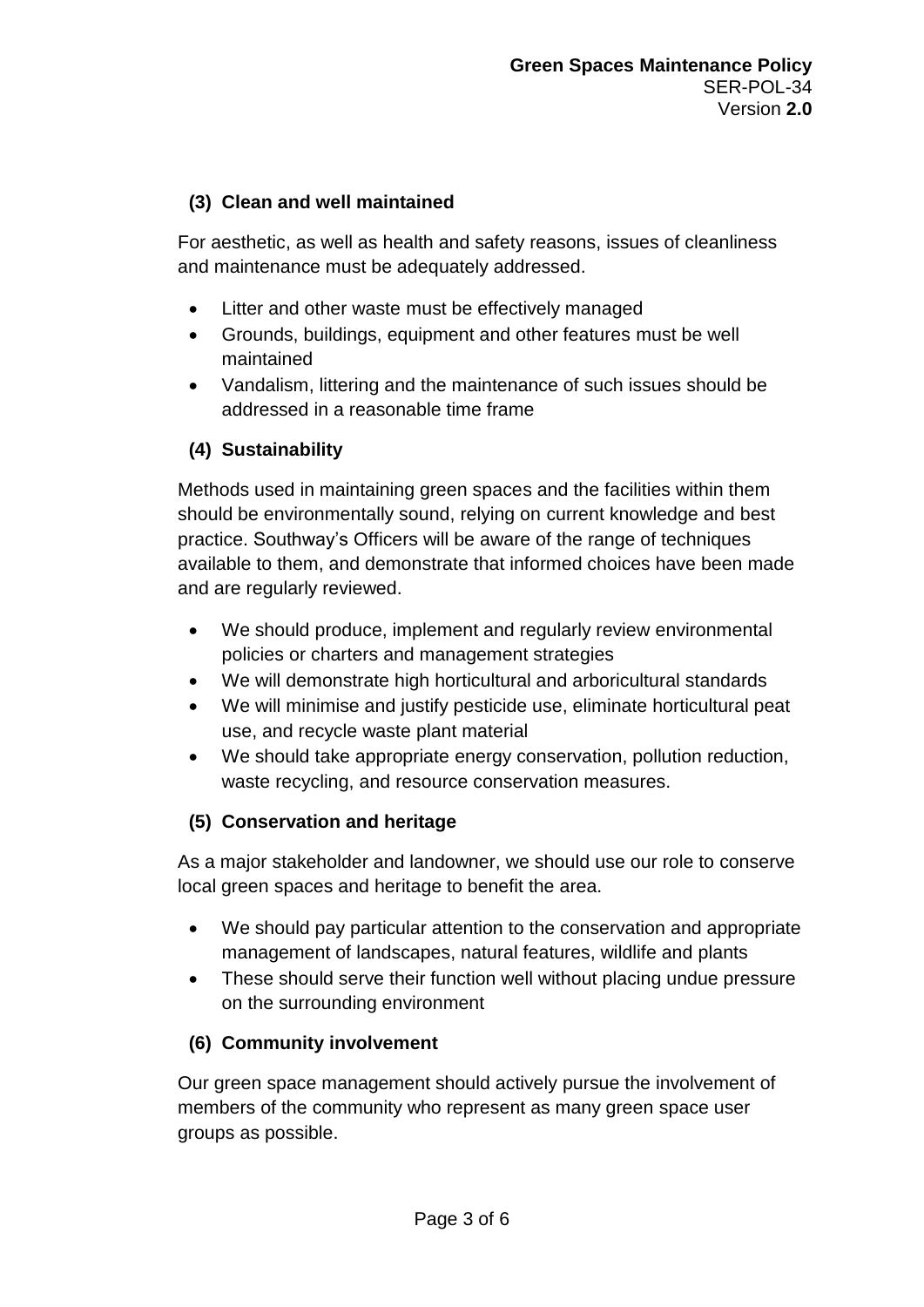### (3) Clean and well maintained

For aesthetic, as well as health and safety reasons, issues of cleanliness and maintenance must be adequately addressed.

- Litter and other waste must be effectively managed
- Grounds, buildings, equipment and other features must be well maintained
- Vandalism, littering and the maintenance of such issues should be addressed in a reasonable time frame

### (4) Sustainability

Methods used in maintaining green spaces and the facilities within them should be environmentally sound, relying on current knowledge and best practice. Southway's Officers will be aware of the range of techniques available to them, and demonstrate that informed choices have been made and are regularly reviewed.

- We should produce, implement and regularly review environmental policies or charters and management strategies
- We will demonstrate high horticultural and arboricultural standards
- We will minimise and justify pesticide use, eliminate horticultural peat use, and recycle waste plant material
- We should take appropriate energy conservation, pollution reduction, waste recycling, and resource conservation measures.

### (5) Conservation and heritage

As a major stakeholder and landowner, we should use our role to conserve local green spaces and heritage to benefit the area.

- We should pay particular attention to the conservation and appropriate management of landscapes, natural features, wildlife and plants
- These should serve their function well without placing undue pressure on the surrounding environment

### (6) Community involvement

Our green space management should actively pursue the involvement of members of the community who represent as many green space user groups as possible.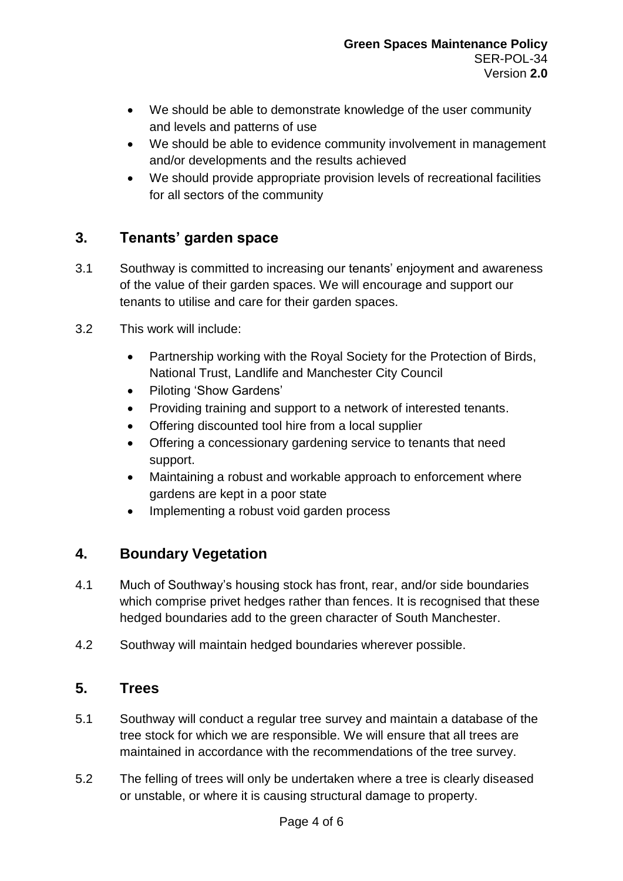- We should be able to demonstrate knowledge of the user community and levels and patterns of use
- We should be able to evidence community involvement in management and/or developments and the results achieved
- We should provide appropriate provision levels of recreational facilities for all sectors of the community

## 3. Tenants' garden space

3.1 Southway is committed to increasing our tenants' enjoyment and awareness of the value of their garden spaces. We will encourage and support our tenants to utilise and care for their garden spaces.

3.2 This work will include:

- Partnership working with the Royal Society for the Protection of Birds, National Trust, Landlife and Manchester City Council
- Piloting 'Show Gardens'
- Providing training and support to a network of interested tenants.
- Offering discounted tool hire from a local supplier
- Offering a concessionary gardening service to tenants that need support.
- Maintaining a robust and workable approach to enforcement where gardens are kept in a poor state
- Implementing a robust void garden process

## 4. Boundary Vegetation

4.1 Much of Southway's housing stock has front, rear, and/or side boundaries which comprise privet hedges rather than fences. It is recognised that these hedged boundaries add to the green character of South Manchester.

4.2 Southway will maintain hedged boundaries wherever possible.

## 5. Trees

5.1 Southway will conduct a regular tree survey and maintain a database of the tree stock for which we are responsible. We will ensure that all trees are maintained in accordance with the recommendations of the tree survey.

5.2 The felling of trees will only be undertaken where a tree is clearly diseased or unstable, or where it is causing structural damage to property.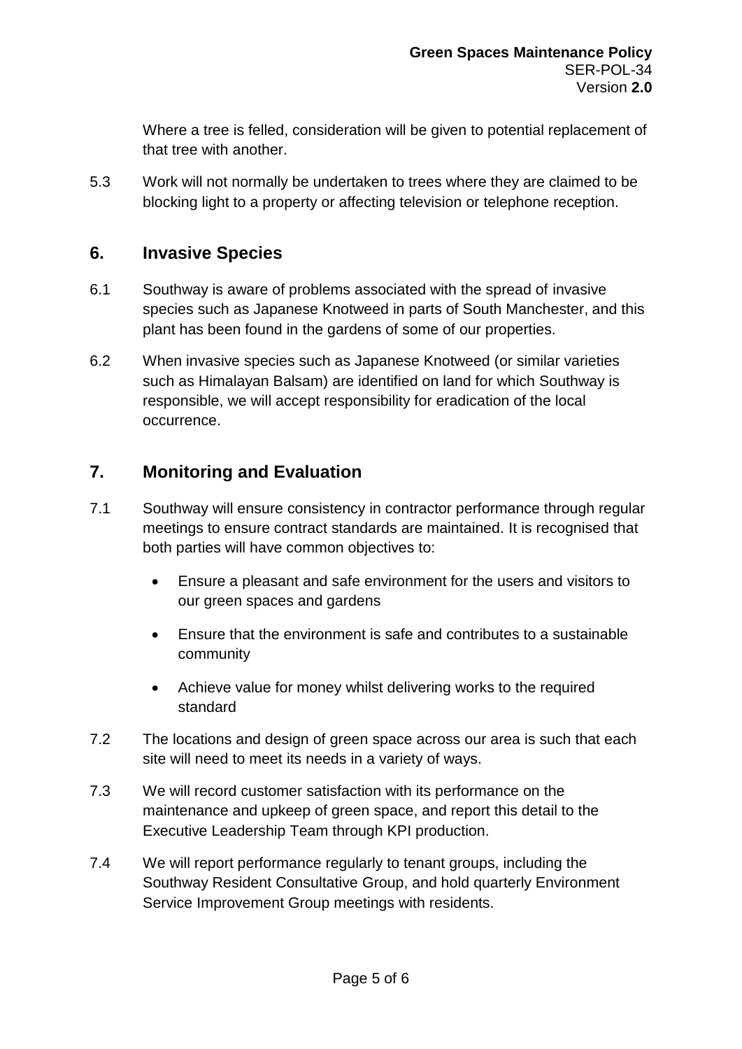Where a tree is felled, consideration will be given to potential replacement of that tree with another.

5.3 Work will not normally be undertaken to trees where they are claimed to be blocking light to a property or affecting television or telephone reception.

## 6. Invasive Species

6.1 Southway is aware of problems associated with the spread of invasive species such as Japanese Knotweed in parts of South Manchester, and this plant has been found in the gardens of some of our properties.

6.2 When invasive species such as Japanese Knotweed (or similar varieties such as Himalayan Balsam) are identified on land for which Southway is responsible, we will accept responsibility for eradication of the local occurrence.

## 7. Monitoring and Evaluation

7.1 Southway will ensure consistency in contractor performance through regular meetings to ensure contract standards are maintained. It is recognised that both parties will have common objectives to:

- Ensure a pleasant and safe environment for the users and visitors to our green spaces and gardens
- Ensure that the environment is safe and contributes to a sustainable community
- Achieve value for money whilst delivering works to the required standard

7.2 The locations and design of green space across our area is such that each site will need to meet its needs in a variety of ways.

7.3 We will record customer satisfaction with its performance on the maintenance and upkeep of green space, and report this detail to the Executive Leadership Team through KPI production.

7.4 We will report performance regularly to tenant groups, including the Southway Resident Consultative Group, and hold quarterly Environment Service Improvement Group meetings with residents.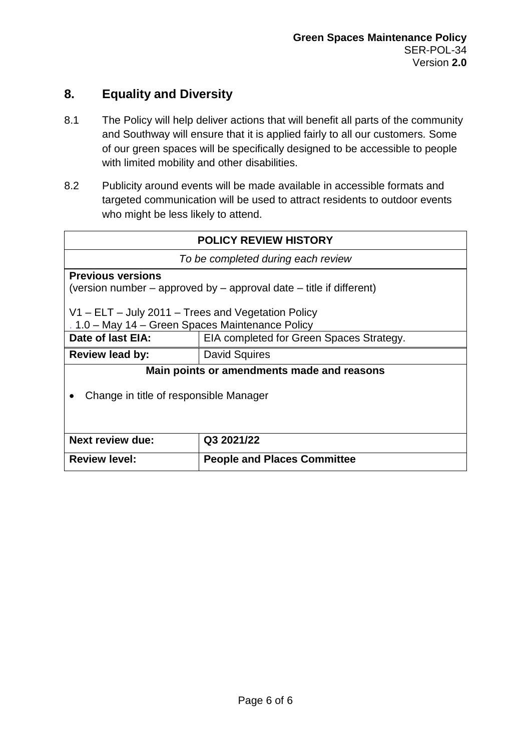## 8. Equality and Diversity

8.1 The Policy will help deliver actions that will benefit all parts of the community and Southway will ensure that it is applied fairly to all our customers. Some of our green spaces will be specifically designed to be accessible to people with limited mobility and other disabilities.

8.2 Publicity around events will be made available in accessible formats and targeted communication will be used to attract residents to outdoor events who might be less likely to attend.

| **POLICY REVIEW HISTORY** | |
|---|---|
| *To be completed during each review* | |
| **Previous versions**<br>(version number – approved by – approval date – title if different)<br><br>V1 – ELT – July 2011 – Trees and Vegetation Policy<br>. 1.0 – May 14 – Green Spaces Maintenance Policy | |
| **Date of last EIA:** | EIA completed for Green Spaces Strategy. |
| **Review lead by:** | David Squires |
| **Main points or amendments made and reasons**<br><br>• Change in title of responsible Manager | |
| **Next review due:** | **Q3 2021/22** |
| **Review level:** | **People and Places Committee** |